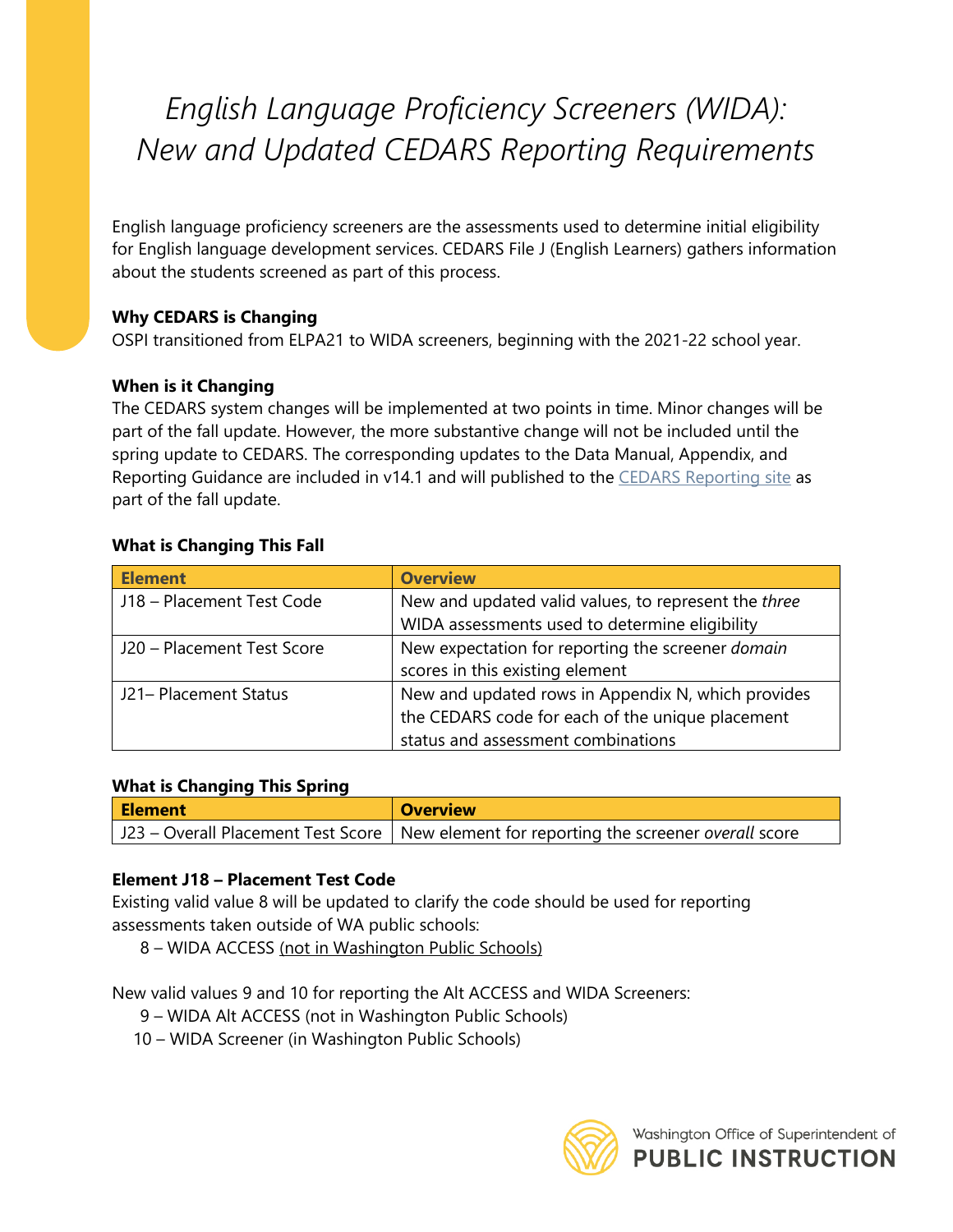# *English Language Proficiency Screeners (WIDA): New and Updated CEDARS Reporting Requirements*

English language proficiency screeners are the assessments used to determine initial eligibility for English language development services. CEDARS File J (English Learners) gathers information about the students screened as part of this process.

**Why CEDARS is Changing**

OSPI transitioned from ELPA21 to WIDA screeners, beginning with the 2021-22 school year.

**When is it Changing**

The CEDARS system changes will be implemented at two points in time. Minor changes will be part of the fall update. However, the more substantive change will not be included until the spring update to CEDARS. The corresponding updates to the Data Manual, Appendix, and Reporting Guidance are included in v14.1 and will published to the CEDARS Reporting site as part of the fall update.

**What is Changing This Fall**

| Element | Overview |
|---|---|
| J18 – Placement Test Code | New and updated valid values, to represent the *three* WIDA assessments used to determine eligibility |
| J20 – Placement Test Score | New expectation for reporting the screener *domain* scores in this existing element |
| J21– Placement Status | New and updated rows in Appendix N, which provides the CEDARS code for each of the unique placement status and assessment combinations |

**What is Changing This Spring**

| Element | Overview |
|---|---|
| J23 – Overall Placement Test Score | New element for reporting the screener *overall* score |

**Element J18 – Placement Test Code**

Existing valid value 8 will be updated to clarify the code should be used for reporting assessments taken outside of WA public schools:

8 – WIDA ACCESS <u>(not in Washington Public Schools)</u>

New valid values 9 and 10 for reporting the Alt ACCESS and WIDA Screeners:

9 – WIDA Alt ACCESS (not in Washington Public Schools)
10 – WIDA Screener (in Washington Public Schools)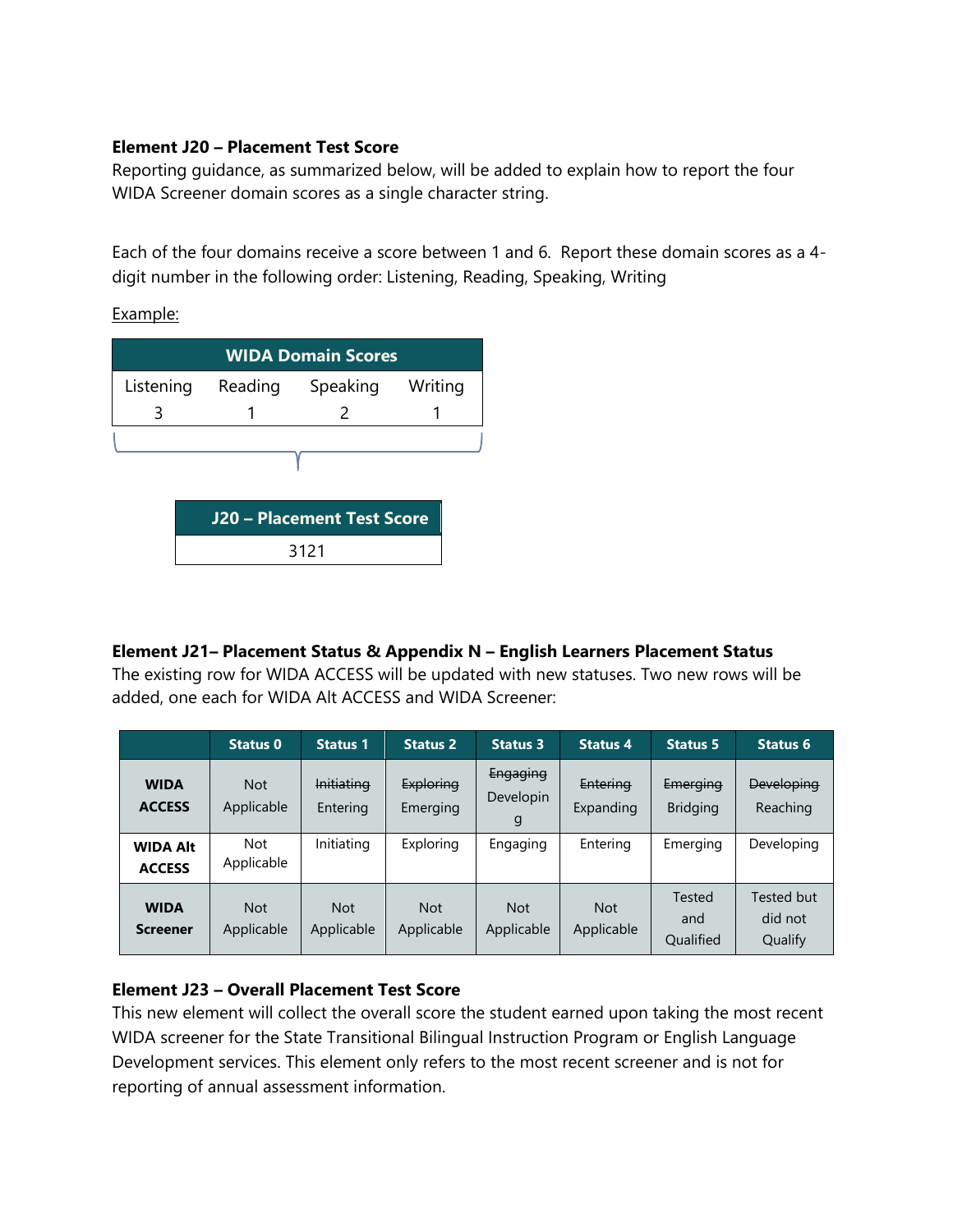**Element J20 – Placement Test Score**

Reporting guidance, as summarized below, will be added to explain how to report the four WIDA Screener domain scores as a single character string.

Each of the four domains receive a score between 1 and 6. Report these domain scores as a 4-digit number in the following order: Listening, Reading, Speaking, Writing

Example:

| WIDA Domain Scores | | | |
|---|---|---|---|
| Listening | Reading | Speaking | Writing |
| 3 | 1 | 2 | 1 |

| J20 – Placement Test Score |
|---|
| 3121 |

**Element J21– Placement Status & Appendix N – English Learners Placement Status**

The existing row for WIDA ACCESS will be updated with new statuses. Two new rows will be added, one each for WIDA Alt ACCESS and WIDA Screener:

| | Status 0 | Status 1 | Status 2 | Status 3 | Status 4 | Status 5 | Status 6 |
|---|---|---|---|---|---|---|---|
| **WIDA ACCESS** | Not Applicable | ~~Initiating~~ Entering | ~~Exploring~~ Emerging | ~~Engaging~~ Developing | ~~Entering~~ Expanding | ~~Emerging~~ Bridging | ~~Developing~~ Reaching |
| **WIDA Alt ACCESS** | Not Applicable | Initiating | Exploring | Engaging | Entering | Emerging | Developing |
| **WIDA Screener** | Not Applicable | Not Applicable | Not Applicable | Not Applicable | Not Applicable | Tested and Qualified | Tested but did not Qualify |

**Element J23 – Overall Placement Test Score**

This new element will collect the overall score the student earned upon taking the most recent WIDA screener for the State Transitional Bilingual Instruction Program or English Language Development services. This element only refers to the most recent screener and is not for reporting of annual assessment information.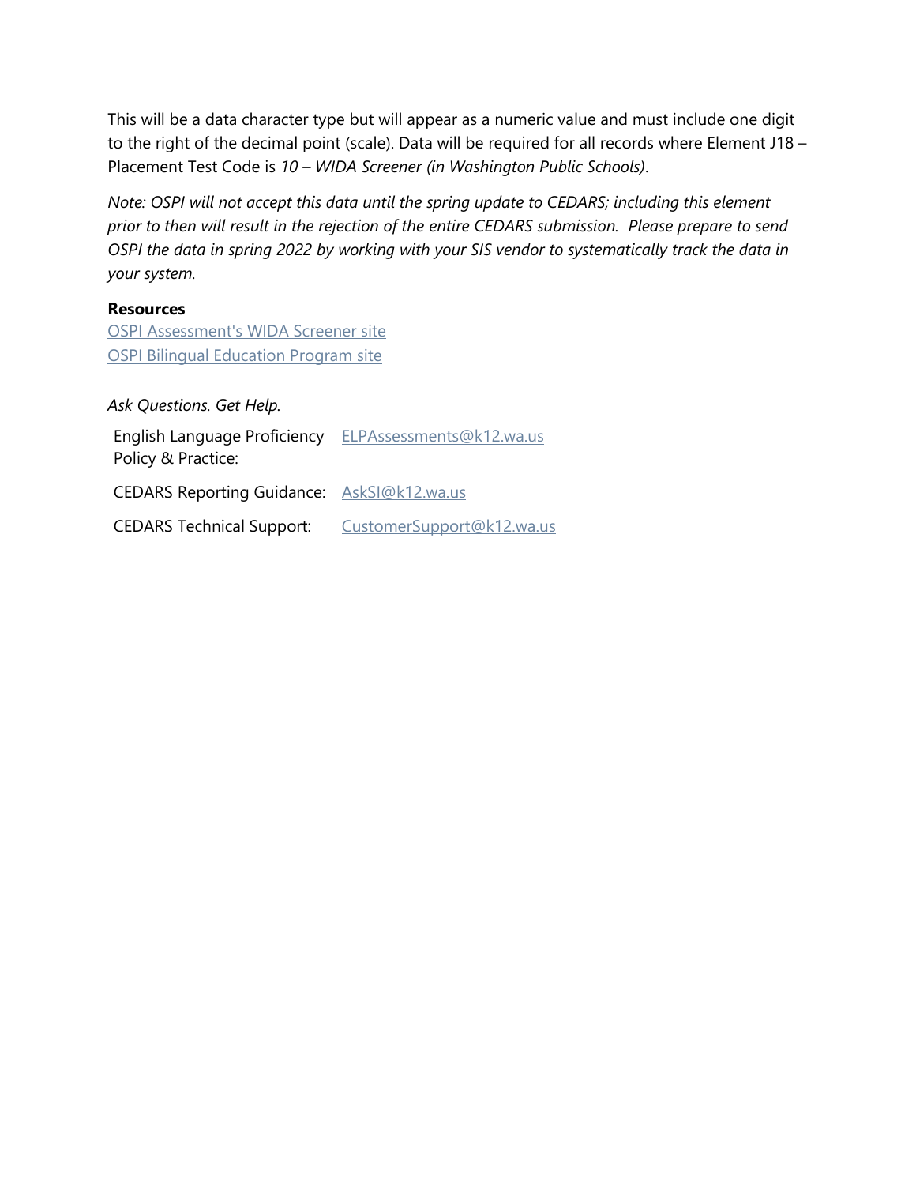This will be a data character type but will appear as a numeric value and must include one digit to the right of the decimal point (scale). Data will be required for all records where Element J18 – Placement Test Code is *10 – WIDA Screener (in Washington Public Schools)*.

*Note: OSPI will not accept this data until the spring update to CEDARS; including this element prior to then will result in the rejection of the entire CEDARS submission. Please prepare to send OSPI the data in spring 2022 by working with your SIS vendor to systematically track the data in your system.*

**Resources**

OSPI Assessment's WIDA Screener site

OSPI Bilingual Education Program site

*Ask Questions. Get Help.*

| | |
|---|---|
| English Language Proficiency Policy & Practice: | ELPAssessments@k12.wa.us |
| CEDARS Reporting Guidance: | AskSI@k12.wa.us |
| CEDARS Technical Support: | CustomerSupport@k12.wa.us |